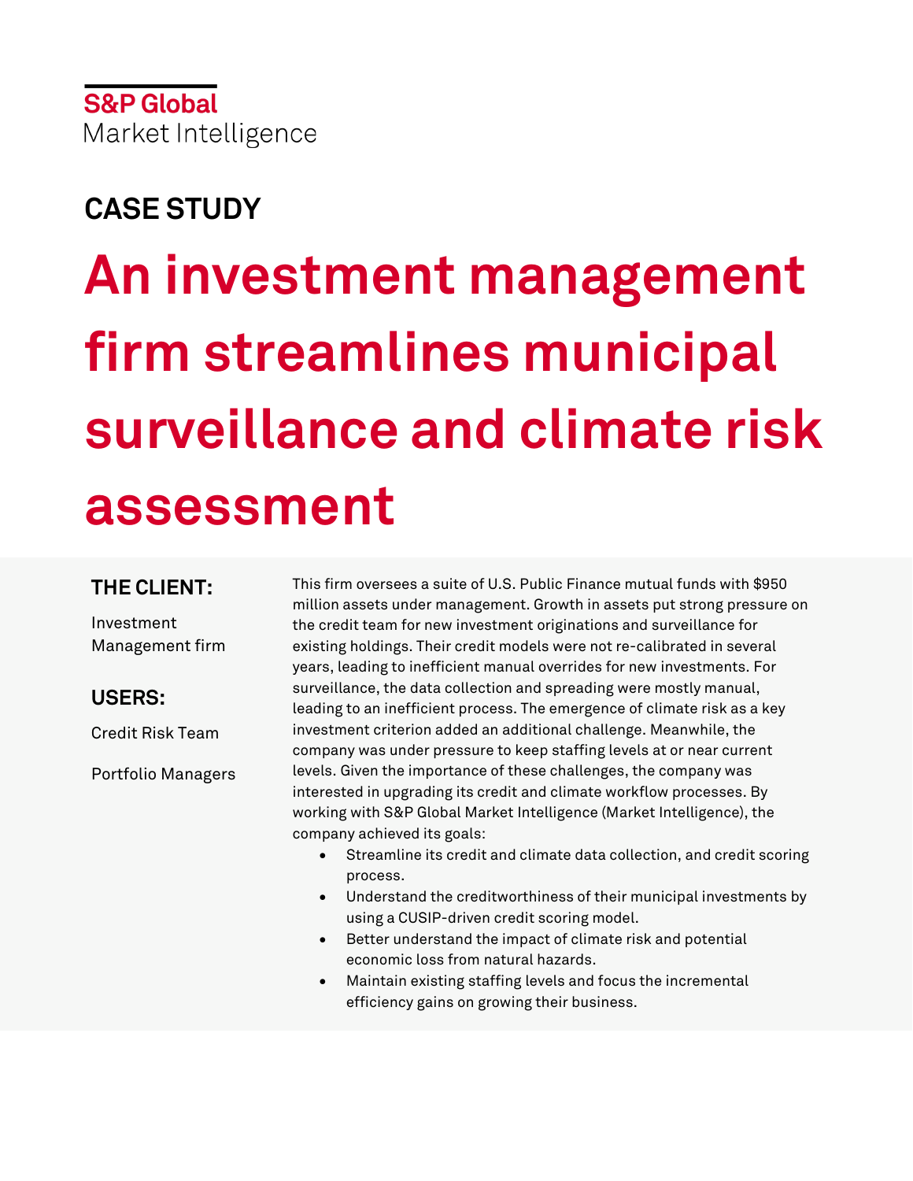S&P Global
Market Intelligence

## CASE STUDY

# An investment management firm streamlines municipal surveillance and climate risk assessment

**THE CLIENT:**

Investment Management firm

**USERS:**

Credit Risk Team

Portfolio Managers

This firm oversees a suite of U.S. Public Finance mutual funds with $950 million assets under management. Growth in assets put strong pressure on the credit team for new investment originations and surveillance for existing holdings. Their credit models were not re-calibrated in several years, leading to inefficient manual overrides for new investments. For surveillance, the data collection and spreading were mostly manual, leading to an inefficient process. The emergence of climate risk as a key investment criterion added an additional challenge. Meanwhile, the company was under pressure to keep staffing levels at or near current levels. Given the importance of these challenges, the company was interested in upgrading its credit and climate workflow processes. By working with S&P Global Market Intelligence (Market Intelligence), the company achieved its goals:

- Streamline its credit and climate data collection, and credit scoring process.
- Understand the creditworthiness of their municipal investments by using a CUSIP-driven credit scoring model.
- Better understand the impact of climate risk and potential economic loss from natural hazards.
- Maintain existing staffing levels and focus the incremental efficiency gains on growing their business.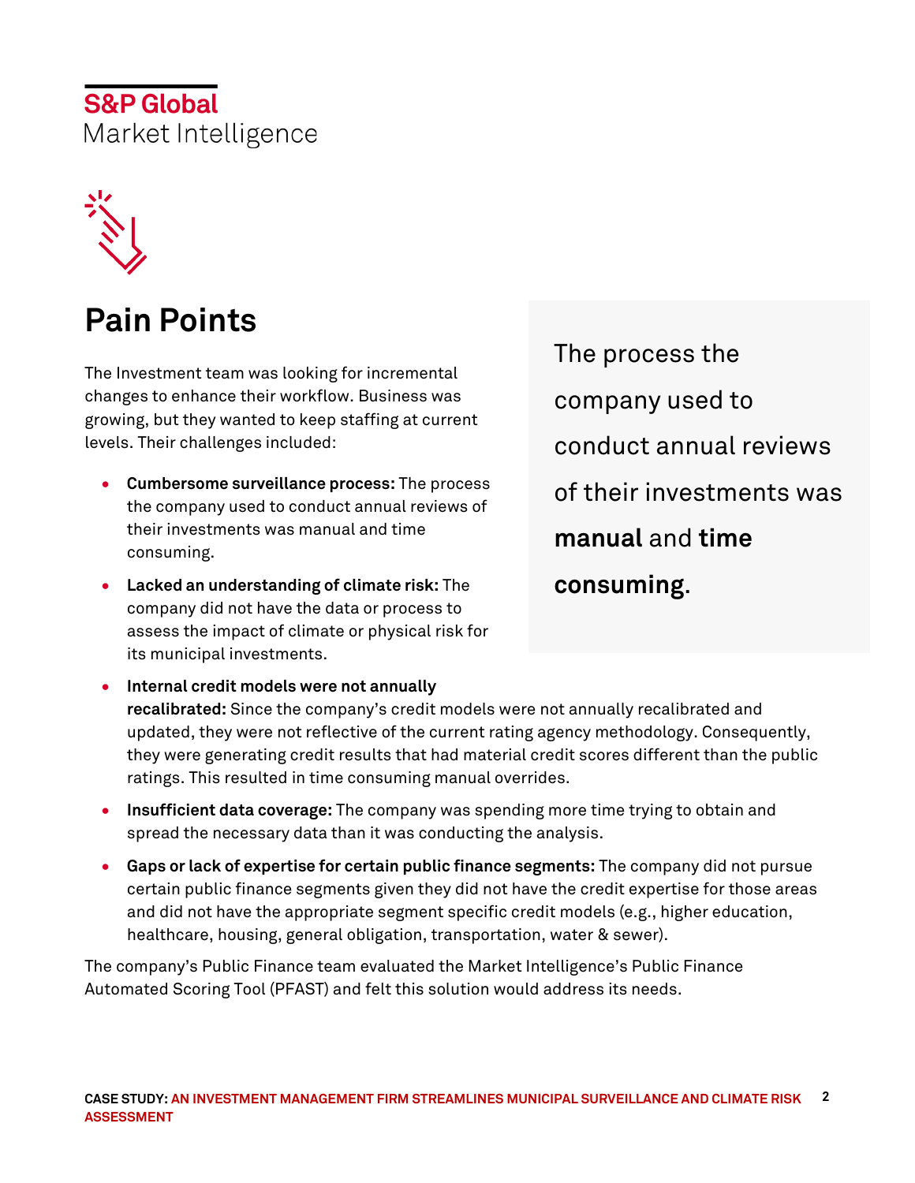## Pain Points

The Investment team was looking for incremental changes to enhance their workflow. Business was growing, but they wanted to keep staffing at current levels. Their challenges included:

- **Cumbersome surveillance process:** The process the company used to conduct annual reviews of their investments was manual and time consuming.
- **Lacked an understanding of climate risk:** The company did not have the data or process to assess the impact of climate or physical risk for its municipal investments.
- **Internal credit models were not annually recalibrated:** Since the company's credit models were not annually recalibrated and updated, they were not reflective of the current rating agency methodology. Consequently, they were generating credit results that had material credit scores different than the public ratings. This resulted in time consuming manual overrides.
- **Insufficient data coverage:** The company was spending more time trying to obtain and spread the necessary data than it was conducting the analysis.
- **Gaps or lack of expertise for certain public finance segments:** The company did not pursue certain public finance segments given they did not have the credit expertise for those areas and did not have the appropriate segment specific credit models (e.g., higher education, healthcare, housing, general obligation, transportation, water & sewer).

> The process the company used to conduct annual reviews of their investments was **manual** and **time consuming**.

The company's Public Finance team evaluated the Market Intelligence's Public Finance Automated Scoring Tool (PFAST) and felt this solution would address its needs.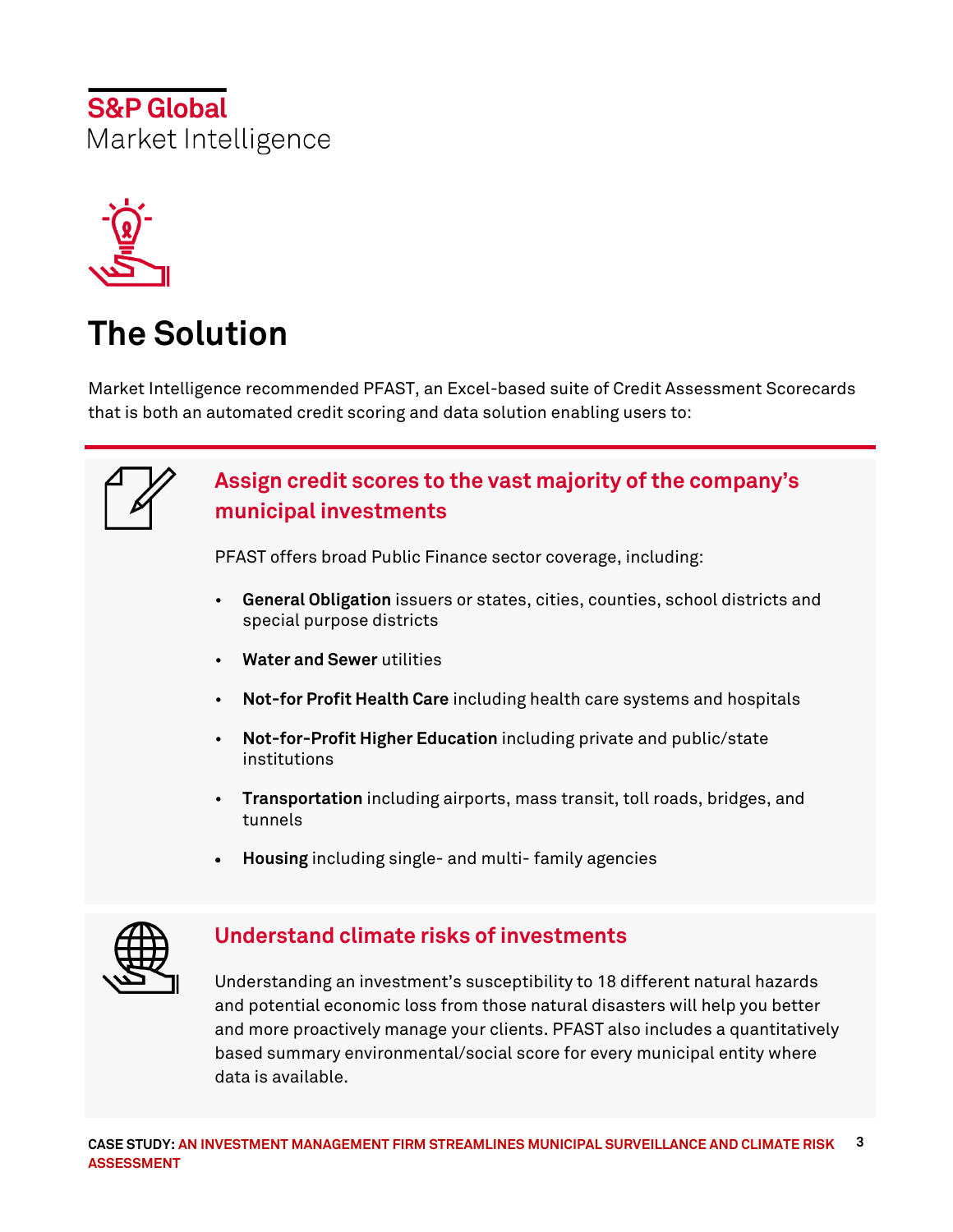# The Solution

Market Intelligence recommended PFAST, an Excel-based suite of Credit Assessment Scorecards that is both an automated credit scoring and data solution enabling users to:

## Assign credit scores to the vast majority of the company's municipal investments

PFAST offers broad Public Finance sector coverage, including:

- **General Obligation** issuers or states, cities, counties, school districts and special purpose districts
- **Water and Sewer** utilities
- **Not-for Profit Health Care** including health care systems and hospitals
- **Not-for-Profit Higher Education** including private and public/state institutions
- **Transportation** including airports, mass transit, toll roads, bridges, and tunnels
- **Housing** including single- and multi- family agencies

## Understand climate risks of investments

Understanding an investment's susceptibility to 18 different natural hazards and potential economic loss from those natural disasters will help you better and more proactively manage your clients. PFAST also includes a quantitatively based summary environmental/social score for every municipal entity where data is available.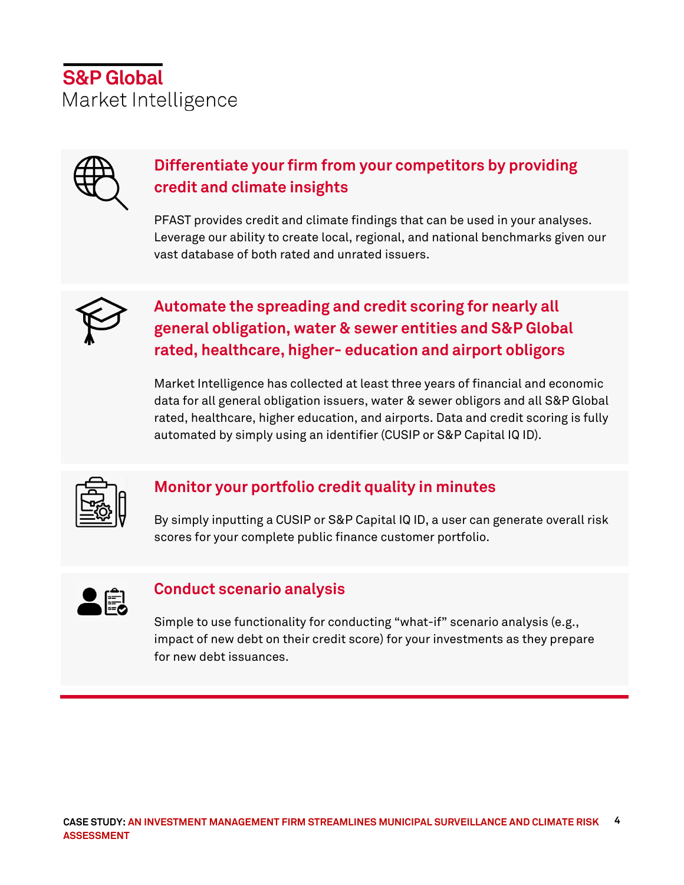## Differentiate your firm from your competitors by providing credit and climate insights

PFAST provides credit and climate findings that can be used in your analyses. Leverage our ability to create local, regional, and national benchmarks given our vast database of both rated and unrated issuers.

## Automate the spreading and credit scoring for nearly all general obligation, water & sewer entities and S&P Global rated, healthcare, higher- education and airport obligors

Market Intelligence has collected at least three years of financial and economic data for all general obligation issuers, water & sewer obligors and all S&P Global rated, healthcare, higher education, and airports. Data and credit scoring is fully automated by simply using an identifier (CUSIP or S&P Capital IQ ID).

## Monitor your portfolio credit quality in minutes

By simply inputting a CUSIP or S&P Capital IQ ID, a user can generate overall risk scores for your complete public finance customer portfolio.

## Conduct scenario analysis

Simple to use functionality for conducting "what-if" scenario analysis (e.g., impact of new debt on their credit score) for your investments as they prepare for new debt issuances.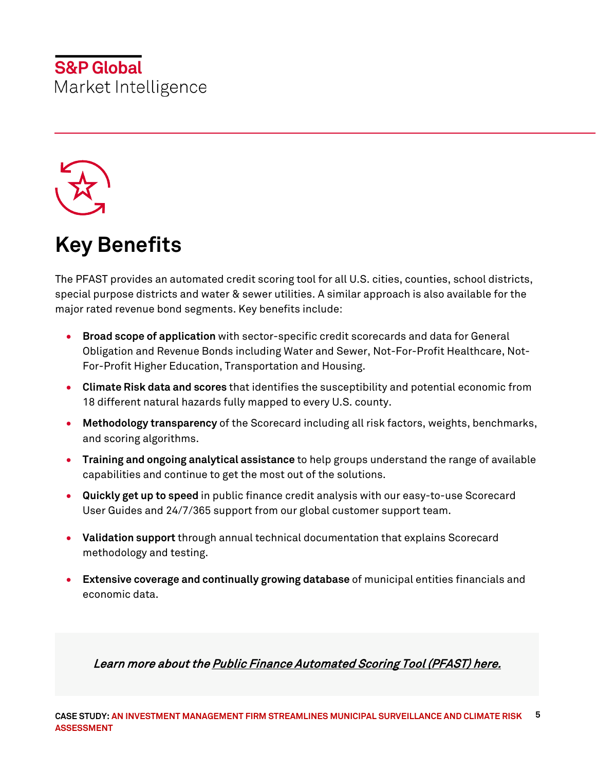# Key Benefits

The PFAST provides an automated credit scoring tool for all U.S. cities, counties, school districts, special purpose districts and water & sewer utilities. A similar approach is also available for the major rated revenue bond segments. Key benefits include:

- **Broad scope of application** with sector-specific credit scorecards and data for General Obligation and Revenue Bonds including Water and Sewer, Not-For-Profit Healthcare, Not-For-Profit Higher Education, Transportation and Housing.
- **Climate Risk data and scores** that identifies the susceptibility and potential economic from 18 different natural hazards fully mapped to every U.S. county.
- **Methodology transparency** of the Scorecard including all risk factors, weights, benchmarks, and scoring algorithms.
- **Training and ongoing analytical assistance** to help groups understand the range of available capabilities and continue to get the most out of the solutions.
- **Quickly get up to speed** in public finance credit analysis with our easy-to-use Scorecard User Guides and 24/7/365 support from our global customer support team.
- **Validation support** through annual technical documentation that explains Scorecard methodology and testing.
- **Extensive coverage and continually growing database** of municipal entities financials and economic data.

***Learn more about the Public Finance Automated Scoring Tool (PFAST) here.***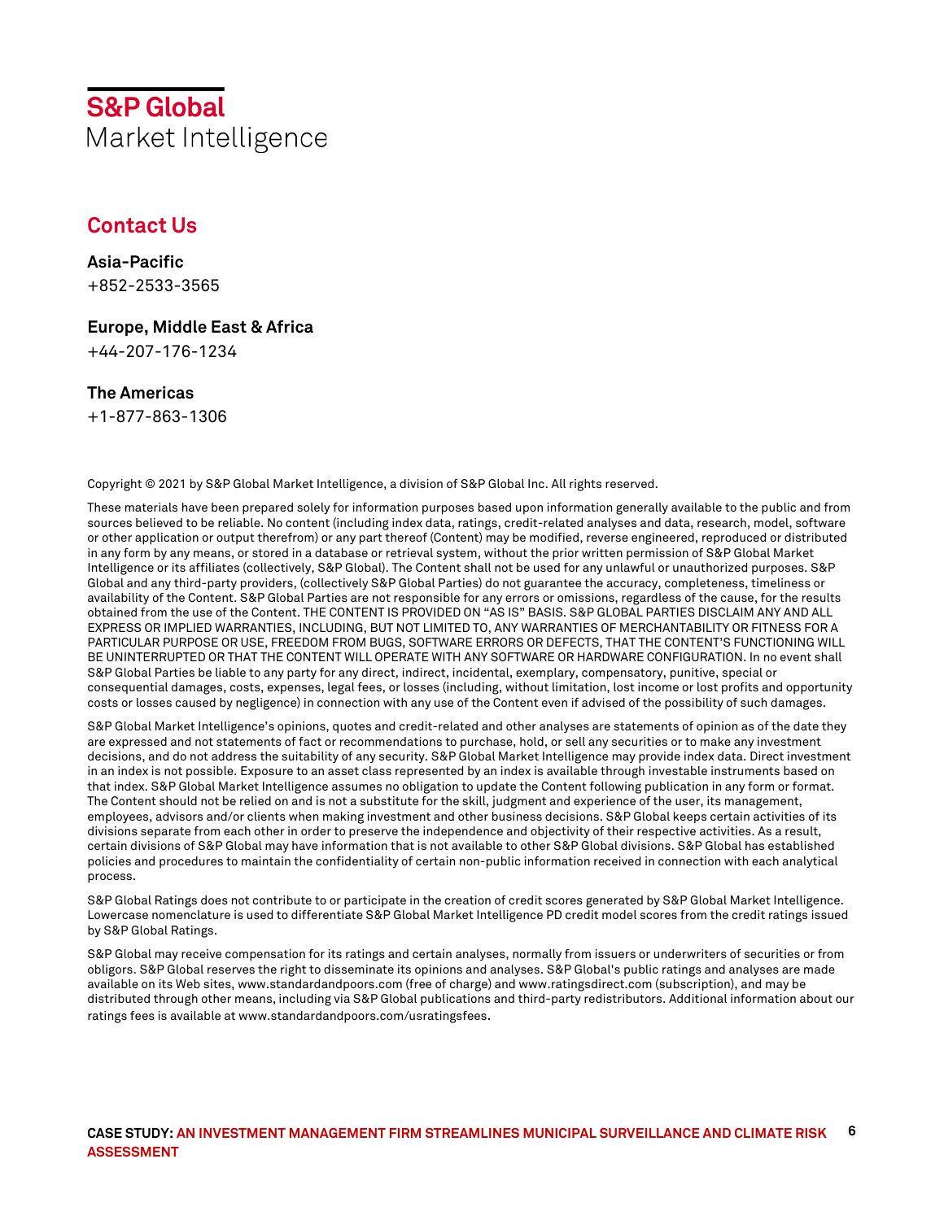**S&P Global**
Market Intelligence

## Contact Us

**Asia-Pacific**
+852-2533-3565

**Europe, Middle East & Africa**
+44-207-176-1234

**The Americas**
+1-877-863-1306

Copyright © 2021 by S&P Global Market Intelligence, a division of S&P Global Inc. All rights reserved.

These materials have been prepared solely for information purposes based upon information generally available to the public and from sources believed to be reliable. No content (including index data, ratings, credit-related analyses and data, research, model, software or other application or output therefrom) or any part thereof (Content) may be modified, reverse engineered, reproduced or distributed in any form by any means, or stored in a database or retrieval system, without the prior written permission of S&P Global Market Intelligence or its affiliates (collectively, S&P Global). The Content shall not be used for any unlawful or unauthorized purposes. S&P Global and any third-party providers, (collectively S&P Global Parties) do not guarantee the accuracy, completeness, timeliness or availability of the Content. S&P Global Parties are not responsible for any errors or omissions, regardless of the cause, for the results obtained from the use of the Content. THE CONTENT IS PROVIDED ON "AS IS" BASIS. S&P GLOBAL PARTIES DISCLAIM ANY AND ALL EXPRESS OR IMPLIED WARRANTIES, INCLUDING, BUT NOT LIMITED TO, ANY WARRANTIES OF MERCHANTABILITY OR FITNESS FOR A PARTICULAR PURPOSE OR USE, FREEDOM FROM BUGS, SOFTWARE ERRORS OR DEFECTS, THAT THE CONTENT'S FUNCTIONING WILL BE UNINTERRUPTED OR THAT THE CONTENT WILL OPERATE WITH ANY SOFTWARE OR HARDWARE CONFIGURATION. In no event shall S&P Global Parties be liable to any party for any direct, indirect, incidental, exemplary, compensatory, punitive, special or consequential damages, costs, expenses, legal fees, or losses (including, without limitation, lost income or lost profits and opportunity costs or losses caused by negligence) in connection with any use of the Content even if advised of the possibility of such damages.

S&P Global Market Intelligence's opinions, quotes and credit-related and other analyses are statements of opinion as of the date they are expressed and not statements of fact or recommendations to purchase, hold, or sell any securities or to make any investment decisions, and do not address the suitability of any security. S&P Global Market Intelligence may provide index data. Direct investment in an index is not possible. Exposure to an asset class represented by an index is available through investable instruments based on that index. S&P Global Market Intelligence assumes no obligation to update the Content following publication in any form or format. The Content should not be relied on and is not a substitute for the skill, judgment and experience of the user, its management, employees, advisors and/or clients when making investment and other business decisions. S&P Global keeps certain activities of its divisions separate from each other in order to preserve the independence and objectivity of their respective activities. As a result, certain divisions of S&P Global may have information that is not available to other S&P Global divisions. S&P Global has established policies and procedures to maintain the confidentiality of certain non-public information received in connection with each analytical process.

S&P Global Ratings does not contribute to or participate in the creation of credit scores generated by S&P Global Market Intelligence. Lowercase nomenclature is used to differentiate S&P Global Market Intelligence PD credit model scores from the credit ratings issued by S&P Global Ratings.

S&P Global may receive compensation for its ratings and certain analyses, normally from issuers or underwriters of securities or from obligors. S&P Global reserves the right to disseminate its opinions and analyses. S&P Global's public ratings and analyses are made available on its Web sites, www.standardandpoors.com (free of charge) and www.ratingsdirect.com (subscription), and may be distributed through other means, including via S&P Global publications and third-party redistributors. Additional information about our ratings fees is available at www.standardandpoors.com/usratingsfees.